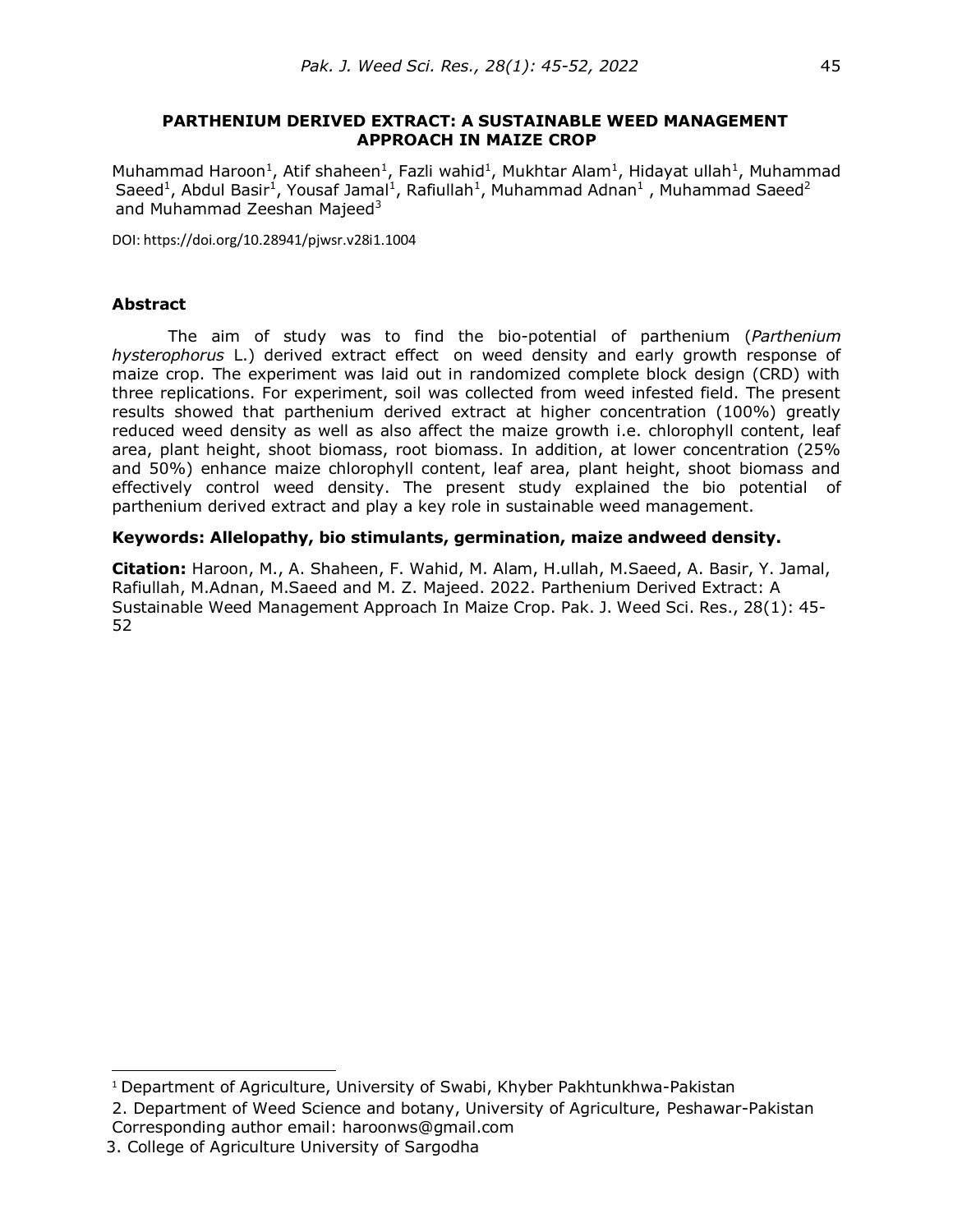# PARTHENIUM DERIVED EXTRACT: A SUSTAINABLE WEED MANAGEMENT APPROACH IN MAIZE CROP

Muhammad Haroon[1], Atif shaheen[1], Fazli wahid[1], Mukhtar Alam[1], Hidayat ullah[1], Muhammad Saeed[1], Abdul Basir[1], Yousaf Jamal[1], Rafiullah[1], Muhammad Adnan[1], Muhammad Saeed[2] and Muhammad Zeeshan Majeed[3]

DOI: https://doi.org/10.28941/pjwsr.v28i1.1004

## Abstract

The aim of study was to find the bio-potential of parthenium (*Parthenium hysterophorus* L.) derived extract effect on weed density and early growth response of maize crop. The experiment was laid out in randomized complete block design (CRD) with three replications. For experiment, soil was collected from weed infested field. The present results showed that parthenium derived extract at higher concentration (100%) greatly reduced weed density as well as also affect the maize growth i.e. chlorophyll content, leaf area, plant height, shoot biomass, root biomass. In addition, at lower concentration (25% and 50%) enhance maize chlorophyll content, leaf area, plant height, shoot biomass and effectively control weed density. The present study explained the bio potential of parthenium derived extract and play a key role in sustainable weed management.

**Keywords: Allelopathy, bio stimulants, germination, maize andweed density.**

**Citation:** Haroon, M., A. Shaheen, F. Wahid, M. Alam, H.ullah, M.Saeed, A. Basir, Y. Jamal, Rafiullah, M.Adnan, M.Saeed and M. Z. Majeed. 2022. Parthenium Derived Extract: A Sustainable Weed Management Approach In Maize Crop. Pak. J. Weed Sci. Res., 28(1): 45-52

---

[1] Department of Agriculture, University of Swabi, Khyber Pakhtunkhwa-Pakistan

2. Department of Weed Science and botany, University of Agriculture, Peshawar-Pakistan
Corresponding author email: haroonws@gmail.com

3. College of Agriculture University of Sargodha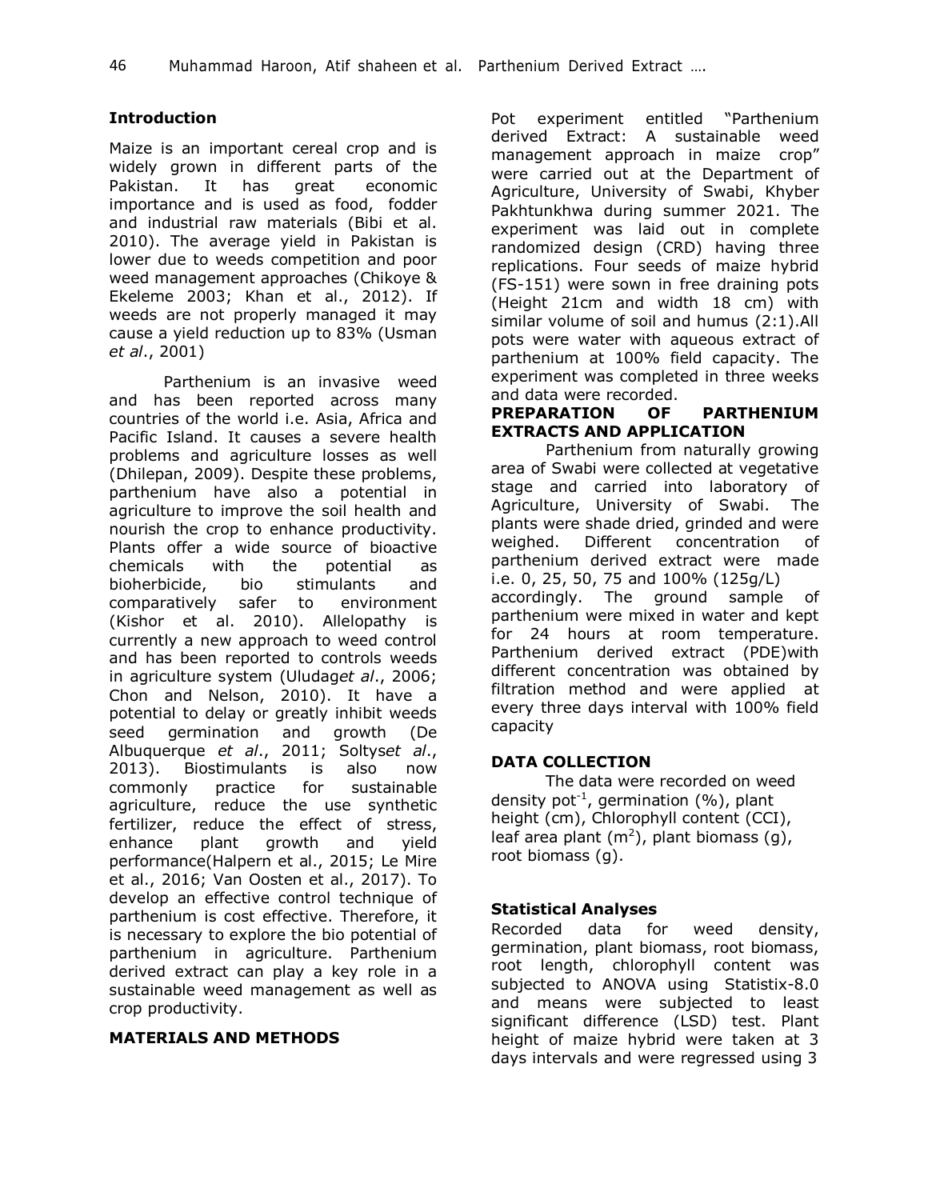## Introduction

Maize is an important cereal crop and is widely grown in different parts of the Pakistan. It has great economic importance and is used as food, fodder and industrial raw materials (Bibi et al. 2010). The average yield in Pakistan is lower due to weeds competition and poor weed management approaches (Chikoye & Ekeleme 2003; Khan et al., 2012). If weeds are not properly managed it may cause a yield reduction up to 83% (Usman *et al*., 2001)

Parthenium is an invasive weed and has been reported across many countries of the world i.e. Asia, Africa and Pacific Island. It causes a severe health problems and agriculture losses as well (Dhilepan, 2009). Despite these problems, parthenium have also a potential in agriculture to improve the soil health and nourish the crop to enhance productivity. Plants offer a wide source of bioactive chemicals with the potential as bioherbicide, bio stimulants and comparatively safer to environment (Kishor et al. 2010). Allelopathy is currently a new approach to weed control and has been reported to controls weeds in agriculture system (Uludag*et al*., 2006; Chon and Nelson, 2010). It have a potential to delay or greatly inhibit weeds seed germination and growth (De Albuquerque *et al*., 2011; Soltys*et al*., 2013). Biostimulants is also now commonly practice for sustainable agriculture, reduce the use synthetic fertilizer, reduce the effect of stress, enhance plant growth and yield performance(Halpern et al., 2015; Le Mire et al., 2016; Van Oosten et al., 2017). To develop an effective control technique of parthenium is cost effective. Therefore, it is necessary to explore the bio potential of parthenium in agriculture. Parthenium derived extract can play a key role in a sustainable weed management as well as crop productivity.

## MATERIALS AND METHODS

Pot experiment entitled "Parthenium derived Extract: A sustainable weed management approach in maize crop" were carried out at the Department of Agriculture, University of Swabi, Khyber Pakhtunkhwa during summer 2021. The experiment was laid out in complete randomized design (CRD) having three replications. Four seeds of maize hybrid (FS-151) were sown in free draining pots (Height 21cm and width 18 cm) with similar volume of soil and humus (2:1).All pots were water with aqueous extract of parthenium at 100% field capacity. The experiment was completed in three weeks and data were recorded.

### PREPARATION OF PARTHENIUM EXTRACTS AND APPLICATION

Parthenium from naturally growing area of Swabi were collected at vegetative stage and carried into laboratory of Agriculture, University of Swabi. The plants were shade dried, grinded and were weighed. Different concentration of parthenium derived extract were made i.e. 0, 25, 50, 75 and 100% (125g/L) accordingly. The ground sample of parthenium were mixed in water and kept for 24 hours at room temperature. Parthenium derived extract (PDE)with different concentration was obtained by filtration method and were applied at every three days interval with 100% field capacity

### DATA COLLECTION

The data were recorded on weed density pot$^{-1}$, germination (%), plant height (cm), Chlorophyll content (CCI), leaf area plant (m$^2$), plant biomass (g), root biomass (g).

### Statistical Analyses

Recorded data for weed density, germination, plant biomass, root biomass, root length, chlorophyll content was subjected to ANOVA using Statistix-8.0 and means were subjected to least significant difference (LSD) test. Plant height of maize hybrid were taken at 3 days intervals and were regressed using 3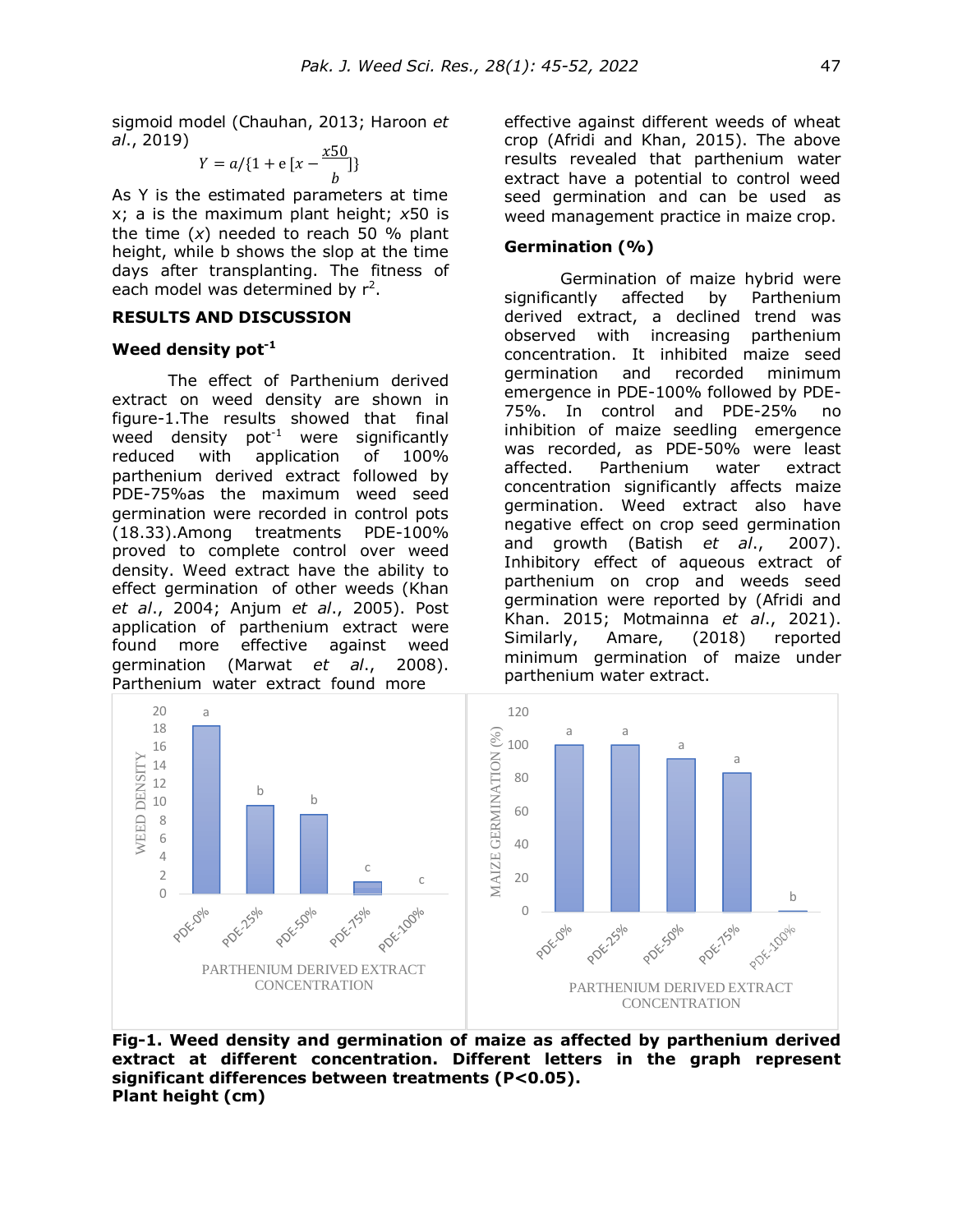sigmoid model (Chauhan, 2013; Haroon *et al*., 2019)

$$Y = a/\{1 + e\,[x - \frac{x50}{b}]\}$$

As Y is the estimated parameters at time x; a is the maximum plant height; *x*50 is the time (*x*) needed to reach 50 % plant height, while b shows the slop at the time days after transplanting. The fitness of each model was determined by $r^2$.

## RESULTS AND DISCUSSION

### Weed density pot$^{-1}$

The effect of Parthenium derived extract on weed density are shown in figure-1.The results showed that final weed density pot$^{-1}$ were significantly reduced with application of 100% parthenium derived extract followed by PDE-75%as the maximum weed seed germination were recorded in control pots (18.33).Among treatments PDE-100% proved to complete control over weed density. Weed extract have the ability to effect germination of other weeds (Khan *et al*., 2004; Anjum *et al*., 2005). Post application of parthenium extract were found more effective against weed germination (Marwat *et al*., 2008). Parthenium water extract found more effective against different weeds of wheat crop (Afridi and Khan, 2015). The above results revealed that parthenium water extract have a potential to control weed seed germination and can be used as weed management practice in maize crop.

### Germination (%)

Germination of maize hybrid were significantly affected by Parthenium derived extract, a declined trend was observed with increasing parthenium concentration. It inhibited maize seed germination and recorded minimum emergence in PDE-100% followed by PDE-75%. In control and PDE-25% no inhibition of maize seedling emergence was recorded, as PDE-50% were least affected. Parthenium water extract concentration significantly affects maize germination. Weed extract also have negative effect on crop seed germination and growth (Batish *et al*., 2007). Inhibitory effect of aqueous extract of parthenium on crop and weeds seed germination were reported by (Afridi and Khan. 2015; Motmainna *et al*., 2021). Similarly, Amare, (2018) reported minimum germination of maize under parthenium water extract.

**Fig-1. Weed density and germination of maize as affected by parthenium derived extract at different concentration. Different letters in the graph represent significant differences between treatments (P<0.05).**

### Plant height (cm)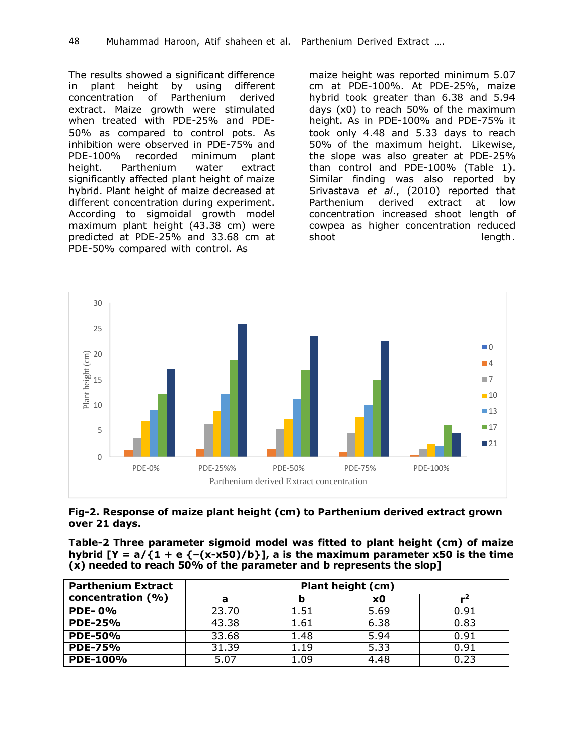The results showed a significant difference in plant height by using different concentration of Parthenium derived extract. Maize growth were stimulated when treated with PDE-25% and PDE-50% as compared to control pots. As inhibition were observed in PDE-75% and PDE-100% recorded minimum plant height. Parthenium water extract significantly affected plant height of maize hybrid. Plant height of maize decreased at different concentration during experiment. According to sigmoidal growth model maximum plant height (43.38 cm) were predicted at PDE-25% and 33.68 cm at PDE-50% compared with control. As maize height was reported minimum 5.07 cm at PDE-100%. At PDE-25%, maize hybrid took greater than 6.38 and 5.94 days (x0) to reach 50% of the maximum height. As in PDE-100% and PDE-75% it took only 4.48 and 5.33 days to reach 50% of the maximum height. Likewise, the slope was also greater at PDE-25% than control and PDE-100% (Table 1). Similar finding was also reported by Srivastava *et al*., (2010) reported that Parthenium derived extract at low concentration increased shoot length of cowpea as higher concentration reduced shoot length.

**Fig-2. Response of maize plant height (cm) to Parthenium derived extract grown over 21 days.**

**Table-2 Three parameter sigmoid model was fitted to plant height (cm) of maize hybrid [$Y = a/\{1 + e\ \{-(x-x50)/b\}\}$, a is the maximum parameter x50 is the time (x) needed to reach 50% of the parameter and b represents the slop]**

| Parthenium Extract concentration (%) | Plant height (cm) | | | |
|---|---|---|---|---|
| | a | b | x0 | $r^2$ |
| **PDE- 0%** | 23.70 | 1.51 | 5.69 | 0.91 |
| **PDE-25%** | 43.38 | 1.61 | 6.38 | 0.83 |
| **PDE-50%** | 33.68 | 1.48 | 5.94 | 0.91 |
| **PDE-75%** | 31.39 | 1.19 | 5.33 | 0.91 |
| **PDE-100%** | 5.07 | 1.09 | 4.48 | 0.23 |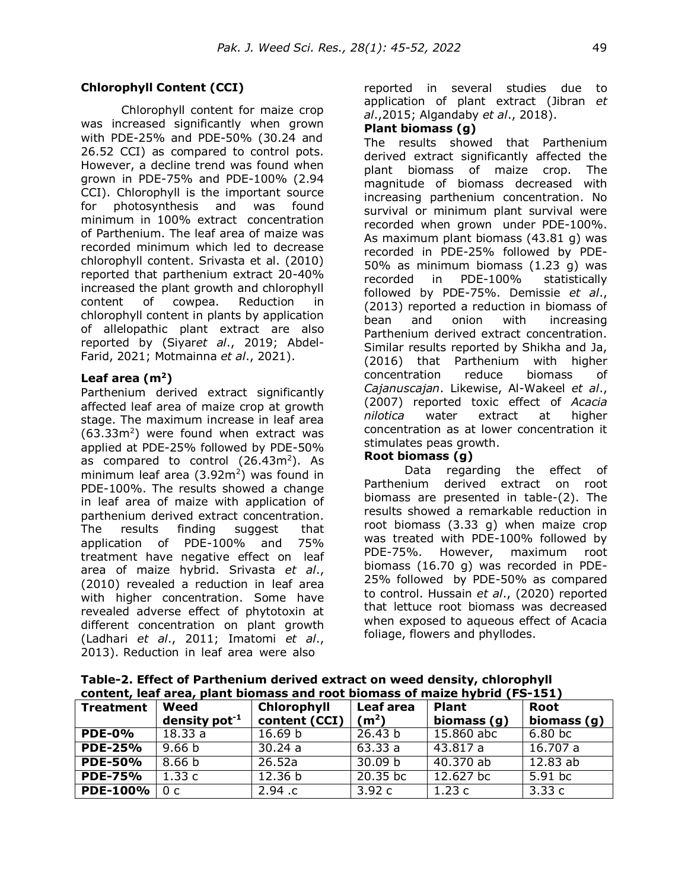### Chlorophyll Content (CCI)

Chlorophyll content for maize crop was increased significantly when grown with PDE-25% and PDE-50% (30.24 and 26.52 CCI) as compared to control pots. However, a decline trend was found when grown in PDE-75% and PDE-100% (2.94 CCI). Chlorophyll is the important source for photosynthesis and was found minimum in 100% extract concentration of Parthenium. The leaf area of maize was recorded minimum which led to decrease chlorophyll content. Srivasta et al. (2010) reported that parthenium extract 20-40% increased the plant growth and chlorophyll content of cowpea. Reduction in chlorophyll content in plants by application of allelopathic plant extract are also reported by (Siyar*et al*., 2019; Abdel-Farid, 2021; Motmainna *et al*., 2021).

### Leaf area ($m^2$)

Parthenium derived extract significantly affected leaf area of maize crop at growth stage. The maximum increase in leaf area ($63.33m^2$) were found when extract was applied at PDE-25% followed by PDE-50% as compared to control ($26.43m^2$). As minimum leaf area ($3.92m^2$) was found in PDE-100%. The results showed a change in leaf area of maize with application of parthenium derived extract concentration. The results finding suggest that application of PDE-100% and 75% treatment have negative effect on leaf area of maize hybrid. Srivasta *et al*., (2010) revealed a reduction in leaf area with higher concentration. Some have revealed adverse effect of phytotoxin at different concentration on plant growth (Ladhari *et al*., 2011; Imatomi *et al*., 2013). Reduction in leaf area were also reported in several studies due to application of plant extract (Jibran *et al*.,2015; Algandaby *et al*., 2018).

### Plant biomass (g)

The results showed that Parthenium derived extract significantly affected the plant biomass of maize crop. The magnitude of biomass decreased with increasing parthenium concentration. No survival or minimum plant survival were recorded when grown under PDE-100%. As maximum plant biomass (43.81 g) was recorded in PDE-25% followed by PDE-50% as minimum biomass (1.23 g) was recorded in PDE-100% statistically followed by PDE-75%. Demissie *et al*., (2013) reported a reduction in biomass of bean and onion with increasing Parthenium derived extract concentration. Similar results reported by Shikha and Ja, (2016) that Parthenium with higher concentration reduce biomass of *Cajanuscajan*. Likewise, Al-Wakeel *et al*., (2007) reported toxic effect of *Acacia nilotica* water extract at higher concentration as at lower concentration it stimulates peas growth.

### Root biomass (g)

Data regarding the effect of Parthenium derived extract on root biomass are presented in table-(2). The results showed a remarkable reduction in root biomass (3.33 g) when maize crop was treated with PDE-100% followed by PDE-75%. However, maximum root biomass (16.70 g) was recorded in PDE-25% followed by PDE-50% as compared to control. Hussain *et al*., (2020) reported that lettuce root biomass was decreased when exposed to aqueous effect of Acacia foliage, flowers and phyllodes.

**Table-2. Effect of Parthenium derived extract on weed density, chlorophyll content, leaf area, plant biomass and root biomass of maize hybrid (FS-151)**

| Treatment | Weed density $pot^{-1}$ | Chlorophyll content (CCI) | Leaf area ($m^2$) | Plant biomass (g) | Root biomass (g) |
|---|---|---|---|---|---|
| **PDE-0%** | 18.33 a | 16.69 b | 26.43 b | 15.860 abc | 6.80 bc |
| **PDE-25%** | 9.66 b | 30.24 a | 63.33 a | 43.817 a | 16.707 a |
| **PDE-50%** | 8.66 b | 26.52a | 30.09 b | 40.370 ab | 12.83 ab |
| **PDE-75%** | 1.33 c | 12.36 b | 20.35 bc | 12.627 bc | 5.91 bc |
| **PDE-100%** | 0 c | 2.94 .c | 3.92 c | 1.23 c | 3.33 c |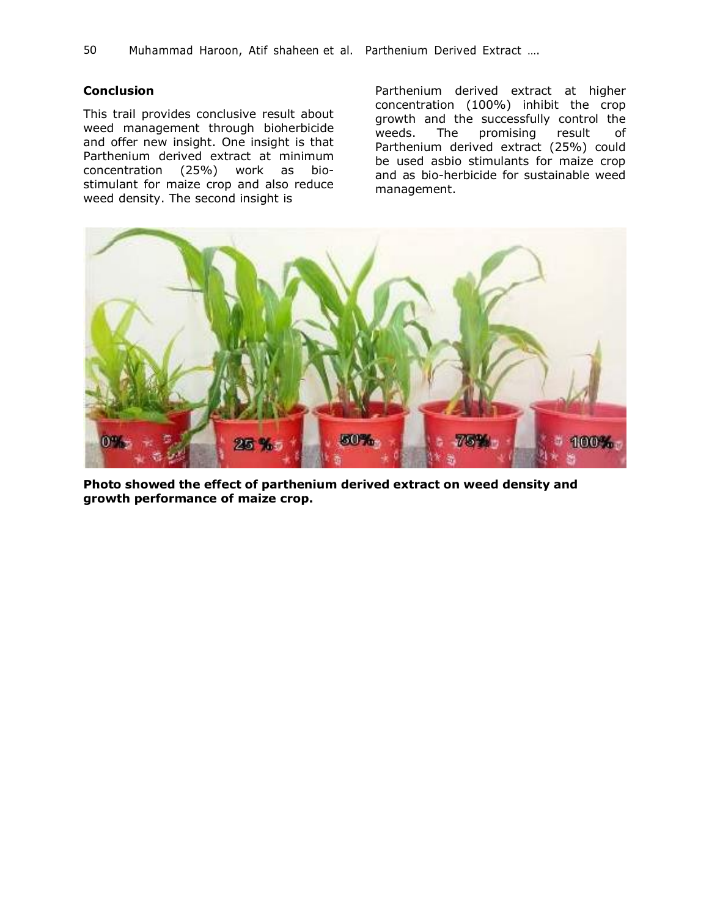## Conclusion

This trail provides conclusive result about weed management through bioherbicide and offer new insight. One insight is that Parthenium derived extract at minimum concentration (25%) work as bio-stimulant for maize crop and also reduce weed density. The second insight is Parthenium derived extract at higher concentration (100%) inhibit the crop growth and the successfully control the weeds. The promising result of Parthenium derived extract (25%) could be used asbio stimulants for maize crop and as bio-herbicide for sustainable weed management.

**Photo showed the effect of parthenium derived extract on weed density and growth performance of maize crop.**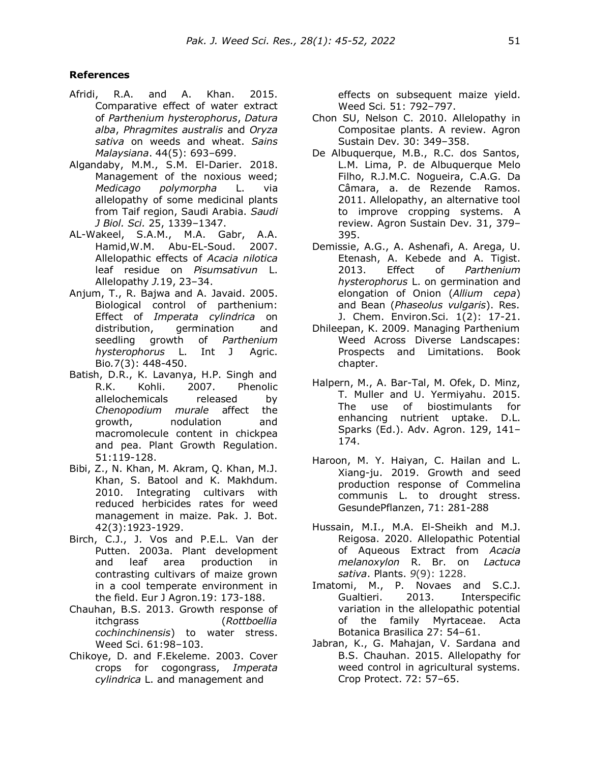## References

Afridi, R.A. and A. Khan. 2015. Comparative effect of water extract of *Parthenium hysterophorus*, *Datura alba*, *Phragmites australis* and *Oryza sativa* on weeds and wheat. *Sains Malaysiana*. 44(5): 693–699.

Algandaby, M.M., S.M. El-Darier. 2018. Management of the noxious weed; *Medicago polymorpha* L. via allelopathy of some medicinal plants from Taif region, Saudi Arabia. *Saudi J Biol. Sci.* 25, 1339–1347.

AL-Wakeel, S.A.M., M.A. Gabr, A.A. Hamid,W.M. Abu-EL-Soud. 2007. Allelopathic effects of *Acacia nilotica* leaf residue on *Pisumsativun* L. Allelopathy *J.*19, 23–34.

Anjum, T., R. Bajwa and A. Javaid. 2005. Biological control of parthenium: Effect of *Imperata cylindrica* on distribution, germination and seedling growth of *Parthenium hysterophorus* L. Int J Agric. Bio.7(3): 448-450.

Batish, D.R., K. Lavanya, H.P. Singh and R.K. Kohli. 2007. Phenolic allelochemicals released by *Chenopodium murale* affect the growth, nodulation and macromolecule content in chickpea and pea. Plant Growth Regulation. 51:119-128.

Bibi, Z., N. Khan, M. Akram, Q. Khan, M.J. Khan, S. Batool and K. Makhdum. 2010. Integrating cultivars with reduced herbicides rates for weed management in maize. Pak. J. Bot. 42(3):1923-1929.

Birch, C.J., J. Vos and P.E.L. Van der Putten. 2003a. Plant development and leaf area production in contrasting cultivars of maize grown in a cool temperate environment in the field. Eur J Agron*.*19: 173-188.

Chauhan, B.S. 2013. Growth response of itchgrass (*Rottboellia cochinchinensis*) to water stress. Weed Sci. 61:98–103.

Chikoye, D. and F.Ekeleme. 2003. Cover crops for cogongrass, *Imperata cylindrica* L. and management and effects on subsequent maize yield. Weed Sci*.* 51: 792–797.

Chon SU, Nelson C. 2010. Allelopathy in Compositae plants. A review. Agron Sustain Dev*.* 30: 349–358.

De Albuquerque, M.B., R.C. dos Santos, L.M. Lima, P. de Albuquerque Melo Filho, R.J.M.C. Nogueira, C.A.G. Da Câmara, a. de Rezende Ramos. 2011. Allelopathy, an alternative tool to improve cropping systems. A review. Agron Sustain Dev*.* 31, 379–395.

Demissie, A.G., A. Ashenafi, A. Arega, U. Etenash, A. Kebede and A. Tigist. 2013. Effect of *Parthenium hysterophorus* L. on germination and elongation of Onion (*Allium cepa*) and Bean (*Phaseolus vulgaris*). Res. J. Chem. Environ.Sci*.* 1(2): 17-21.

Dhileepan, K. 2009. Managing Parthenium Weed Across Diverse Landscapes: Prospects and Limitations. Book chapter.

Halpern, M., A. Bar-Tal, M. Ofek, D. Minz, T. Muller and U. Yermiyahu. 2015. The use of biostimulants for enhancing nutrient uptake. D.L. Sparks (Ed.). Adv. Agron. 129, 141–174.

Haroon, M. Y. Haiyan, C. Hailan and L. Xiang-ju. 2019. Growth and seed production response of Commelina communis L. to drought stress. GesundePflanzen, 71: 281-288

Hussain, M.I., M.A. El-Sheikh and M.J. Reigosa. 2020. Allelopathic Potential of Aqueous Extract from *Acacia melanoxylon* R. Br. on *Lactuca sativa*. Plants. *9*(9): 1228.

Imatomi, M., P. Novaes and S.C.J. Gualtieri. 2013. Interspecific variation in the allelopathic potential of the family Myrtaceae. Acta Botanica Brasilica 27: 54–61.

Jabran, K., G. Mahajan, V. Sardana and B.S. Chauhan. 2015. Allelopathy for weed control in agricultural systems. Crop Protect. 72: 57–65.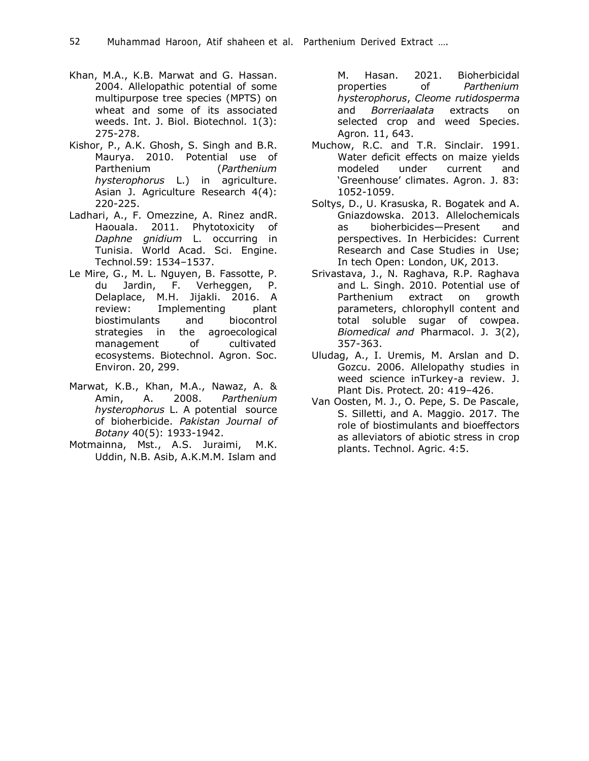Khan, M.A., K.B. Marwat and G. Hassan. 2004. Allelopathic potential of some multipurpose tree species (MPTS) on wheat and some of its associated weeds. Int. J. Biol. Biotechnol. 1(3): 275-278.

Kishor, P., A.K. Ghosh, S. Singh and B.R. Maurya. 2010. Potential use of Parthenium (*Parthenium hysterophorus* L.) in agriculture. Asian J. Agriculture Research 4(4): 220-225.

Ladhari, A., F. Omezzine, A. Rinez andR. Haouala. 2011. Phytotoxicity of *Daphne gnidium* L. occurring in Tunisia. World Acad. Sci. Engine. Technol.59: 1534–1537.

Le Mire, G., M. L. Nguyen, B. Fassotte, P. du Jardin, F. Verheggen, P. Delaplace, M.H. Jijakli. 2016. A review: Implementing plant biostimulants and biocontrol strategies in the agroecological management of cultivated ecosystems. Biotechnol. Agron. Soc. Environ. 20, 299.

Marwat, K.B., Khan, M.A., Nawaz, A. & Amin, A. 2008. *Parthenium hysterophorus* L. A potential source of bioherbicide. *Pakistan Journal of Botany* 40(5): 1933-1942.

Motmainna, Mst., A.S. Juraimi, M.K. Uddin, N.B. Asib, A.K.M.M. Islam and M. Hasan. 2021. Bioherbicidal properties of *Parthenium hysterophorus*, *Cleome rutidosperma* and *Borreriaalata* extracts on selected crop and weed Species. Agron. 11, 643.

Muchow, R.C. and T.R. Sinclair. 1991. Water deficit effects on maize yields modeled under current and 'Greenhouse' climates. Agron. J. 83: 1052-1059.

Soltys, D., U. Krasuska, R. Bogatek and A. Gniazdowska. 2013. Allelochemicals as bioherbicides—Present and perspectives. In Herbicides: Current Research and Case Studies in Use; In tech Open: London, UK, 2013.

Srivastava, J., N. Raghava, R.P. Raghava and L. Singh. 2010. Potential use of Parthenium extract on growth parameters, chlorophyll content and total soluble sugar of cowpea. *Biomedical and* Pharmacol. J. 3(2), 357-363.

Uludag, A., I. Uremis, M. Arslan and D. Gozcu. 2006. Allelopathy studies in weed science inTurkey-a review. J. Plant Dis. Protect. 20: 419–426.

Van Oosten, M. J., O. Pepe, S. De Pascale, S. Silletti, and A. Maggio. 2017. The role of biostimulants and bioeffectors as alleviators of abiotic stress in crop plants. Technol. Agric. 4:5.